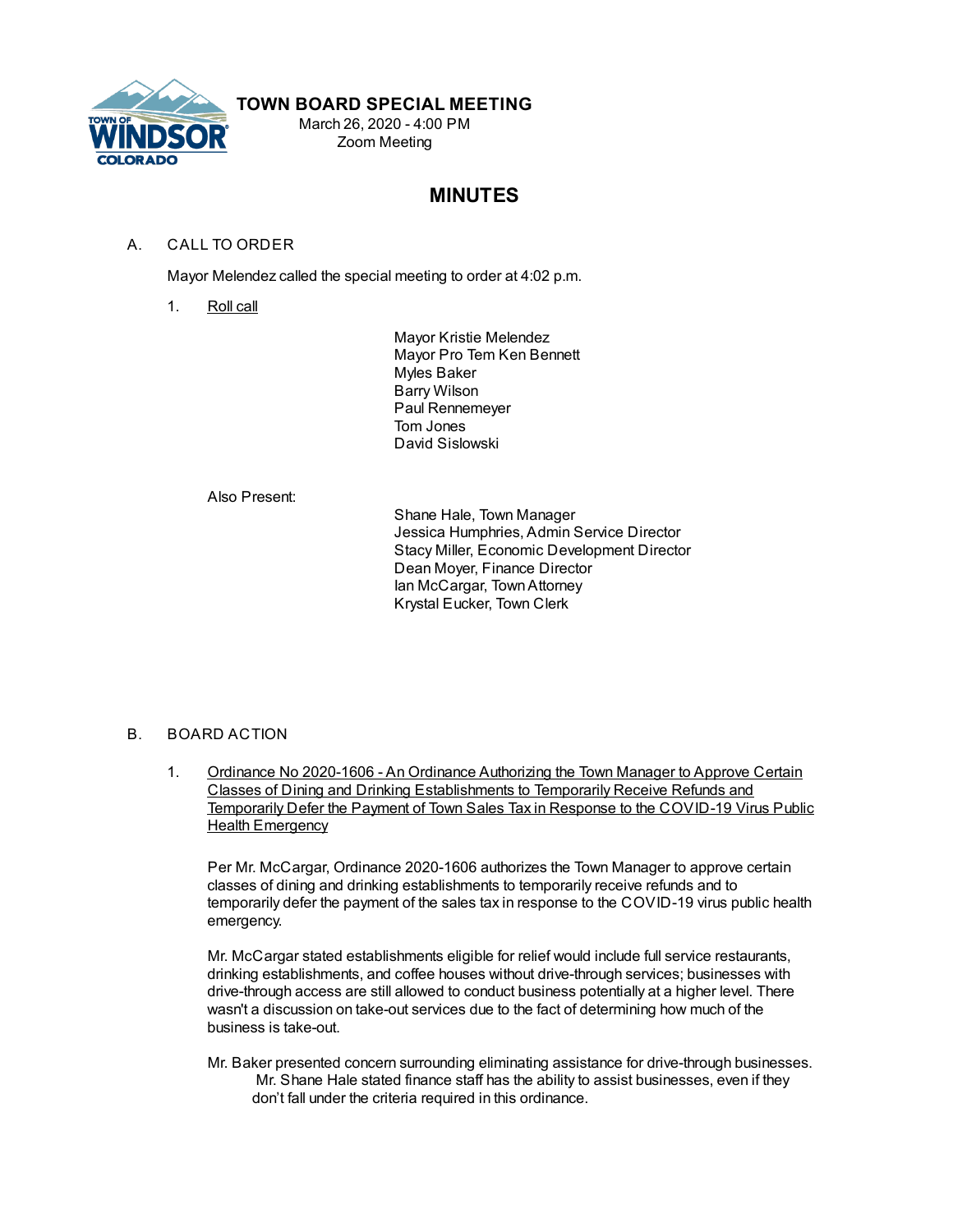# TOWN BOARD SPECIAL MEETING

March 26, 2020 - 4:00 PM
Zoom Meeting

## MINUTES

A. CALL TO ORDER

Mayor Melendez called the special meeting to order at 4:02 p.m.

1. Roll call

Mayor Kristie Melendez
Mayor Pro Tem Ken Bennett
Myles Baker
Barry Wilson
Paul Rennemeyer
Tom Jones
David Sislowski

Also Present:

Shane Hale, Town Manager
Jessica Humphries, Admin Service Director
Stacy Miller, Economic Development Director
Dean Moyer, Finance Director
Ian McCargar, Town Attorney
Krystal Eucker, Town Clerk

B. BOARD ACTION

1. Ordinance No 2020-1606 - An Ordinance Authorizing the Town Manager to Approve Certain Classes of Dining and Drinking Establishments to Temporarily Receive Refunds and Temporarily Defer the Payment of Town Sales Tax in Response to the COVID-19 Virus Public Health Emergency

Per Mr. McCargar, Ordinance 2020-1606 authorizes the Town Manager to approve certain classes of dining and drinking establishments to temporarily receive refunds and to temporarily defer the payment of the sales tax in response to the COVID-19 virus public health emergency.

Mr. McCargar stated establishments eligible for relief would include full service restaurants, drinking establishments, and coffee houses without drive-through services; businesses with drive-through access are still allowed to conduct business potentially at a higher level. There wasn't a discussion on take-out services due to the fact of determining how much of the business is take-out.

Mr. Baker presented concern surrounding eliminating assistance for drive-through businesses.
Mr. Shane Hale stated finance staff has the ability to assist businesses, even if they don't fall under the criteria required in this ordinance.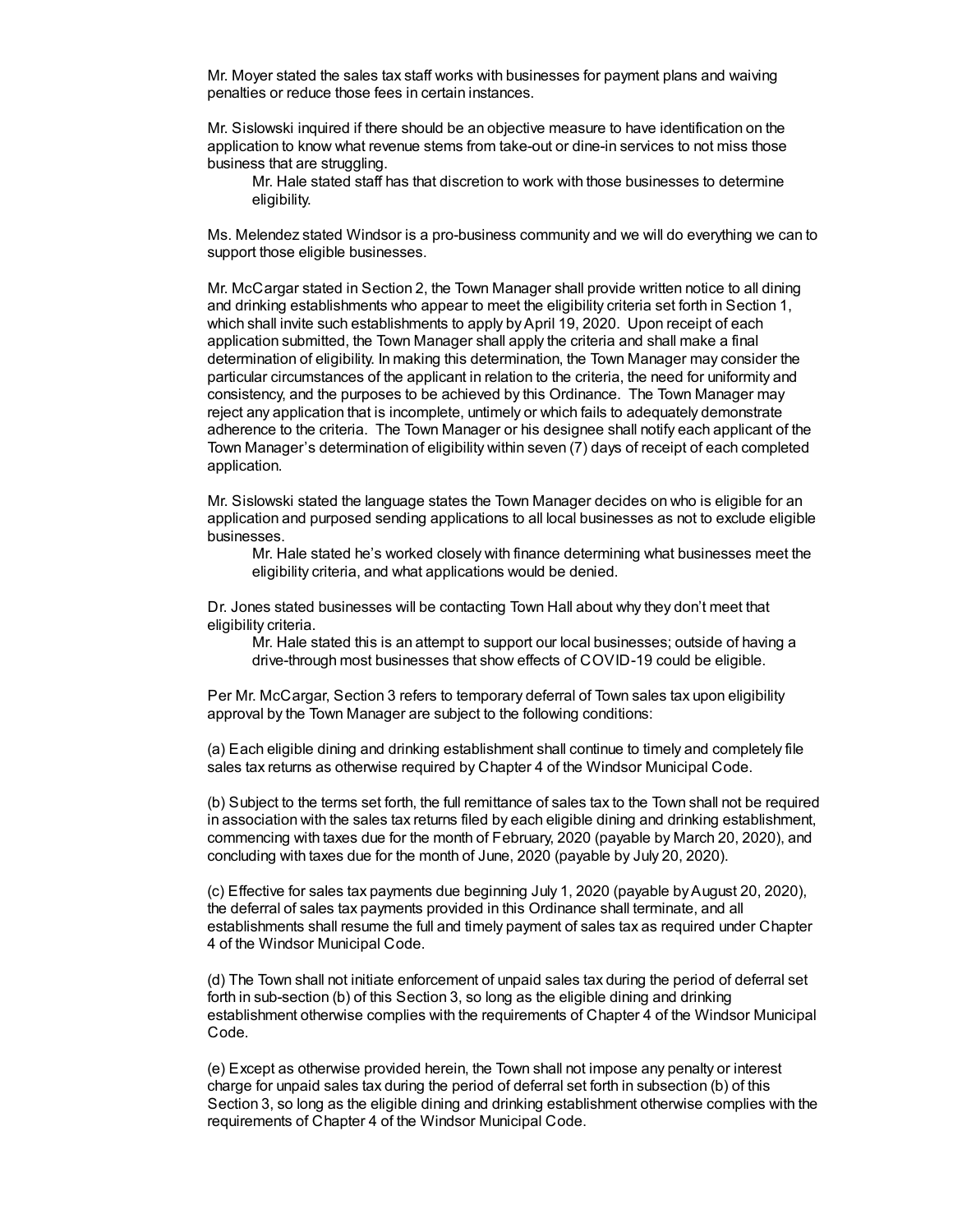Mr. Moyer stated the sales tax staff works with businesses for payment plans and waiving penalties or reduce those fees in certain instances.

Mr. Sislowski inquired if there should be an objective measure to have identification on the application to know what revenue stems from take-out or dine-in services to not miss those business that are struggling.

> Mr. Hale stated staff has that discretion to work with those businesses to determine eligibility.

Ms. Melendez stated Windsor is a pro-business community and we will do everything we can to support those eligible businesses.

Mr. McCargar stated in Section 2, the Town Manager shall provide written notice to all dining and drinking establishments who appear to meet the eligibility criteria set forth in Section 1, which shall invite such establishments to apply by April 19, 2020. Upon receipt of each application submitted, the Town Manager shall apply the criteria and shall make a final determination of eligibility. In making this determination, the Town Manager may consider the particular circumstances of the applicant in relation to the criteria, the need for uniformity and consistency, and the purposes to be achieved by this Ordinance. The Town Manager may reject any application that is incomplete, untimely or which fails to adequately demonstrate adherence to the criteria. The Town Manager or his designee shall notify each applicant of the Town Manager's determination of eligibility within seven (7) days of receipt of each completed application.

Mr. Sislowski stated the language states the Town Manager decides on who is eligible for an application and purposed sending applications to all local businesses as not to exclude eligible businesses.

> Mr. Hale stated he's worked closely with finance determining what businesses meet the eligibility criteria, and what applications would be denied.

Dr. Jones stated businesses will be contacting Town Hall about why they don't meet that eligibility criteria.

> Mr. Hale stated this is an attempt to support our local businesses; outside of having a drive-through most businesses that show effects of COVID-19 could be eligible.

Per Mr. McCargar, Section 3 refers to temporary deferral of Town sales tax upon eligibility approval by the Town Manager are subject to the following conditions:

(a) Each eligible dining and drinking establishment shall continue to timely and completely file sales tax returns as otherwise required by Chapter 4 of the Windsor Municipal Code.

(b) Subject to the terms set forth, the full remittance of sales tax to the Town shall not be required in association with the sales tax returns filed by each eligible dining and drinking establishment, commencing with taxes due for the month of February, 2020 (payable by March 20, 2020), and concluding with taxes due for the month of June, 2020 (payable by July 20, 2020).

(c) Effective for sales tax payments due beginning July 1, 2020 (payable by August 20, 2020), the deferral of sales tax payments provided in this Ordinance shall terminate, and all establishments shall resume the full and timely payment of sales tax as required under Chapter 4 of the Windsor Municipal Code.

(d) The Town shall not initiate enforcement of unpaid sales tax during the period of deferral set forth in sub-section (b) of this Section 3, so long as the eligible dining and drinking establishment otherwise complies with the requirements of Chapter 4 of the Windsor Municipal Code.

(e) Except as otherwise provided herein, the Town shall not impose any penalty or interest charge for unpaid sales tax during the period of deferral set forth in subsection (b) of this Section 3, so long as the eligible dining and drinking establishment otherwise complies with the requirements of Chapter 4 of the Windsor Municipal Code.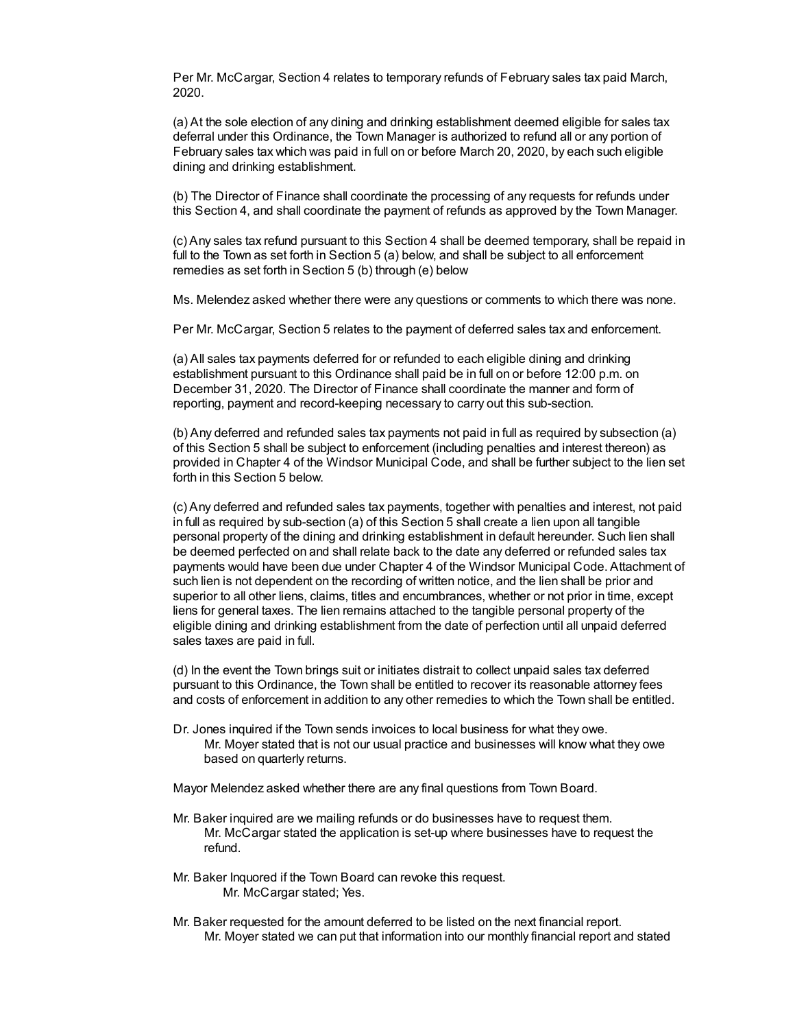Per Mr. McCargar, Section 4 relates to temporary refunds of February sales tax paid March, 2020.

(a) At the sole election of any dining and drinking establishment deemed eligible for sales tax deferral under this Ordinance, the Town Manager is authorized to refund all or any portion of February sales tax which was paid in full on or before March 20, 2020, by each such eligible dining and drinking establishment.

(b) The Director of Finance shall coordinate the processing of any requests for refunds under this Section 4, and shall coordinate the payment of refunds as approved by the Town Manager.

(c) Any sales tax refund pursuant to this Section 4 shall be deemed temporary, shall be repaid in full to the Town as set forth in Section 5 (a) below, and shall be subject to all enforcement remedies as set forth in Section 5 (b) through (e) below

Ms. Melendez asked whether there were any questions or comments to which there was none.

Per Mr. McCargar, Section 5 relates to the payment of deferred sales tax and enforcement.

(a) All sales tax payments deferred for or refunded to each eligible dining and drinking establishment pursuant to this Ordinance shall paid be in full on or before 12:00 p.m. on December 31, 2020. The Director of Finance shall coordinate the manner and form of reporting, payment and record-keeping necessary to carry out this sub-section.

(b) Any deferred and refunded sales tax payments not paid in full as required by subsection (a) of this Section 5 shall be subject to enforcement (including penalties and interest thereon) as provided in Chapter 4 of the Windsor Municipal Code, and shall be further subject to the lien set forth in this Section 5 below.

(c) Any deferred and refunded sales tax payments, together with penalties and interest, not paid in full as required by sub-section (a) of this Section 5 shall create a lien upon all tangible personal property of the dining and drinking establishment in default hereunder. Such lien shall be deemed perfected on and shall relate back to the date any deferred or refunded sales tax payments would have been due under Chapter 4 of the Windsor Municipal Code. Attachment of such lien is not dependent on the recording of written notice, and the lien shall be prior and superior to all other liens, claims, titles and encumbrances, whether or not prior in time, except liens for general taxes. The lien remains attached to the tangible personal property of the eligible dining and drinking establishment from the date of perfection until all unpaid deferred sales taxes are paid in full.

(d) In the event the Town brings suit or initiates distrait to collect unpaid sales tax deferred pursuant to this Ordinance, the Town shall be entitled to recover its reasonable attorney fees and costs of enforcement in addition to any other remedies to which the Town shall be entitled.

Dr. Jones inquired if the Town sends invoices to local business for what they owe.
    Mr. Moyer stated that is not our usual practice and businesses will know what they owe based on quarterly returns.

Mayor Melendez asked whether there are any final questions from Town Board.

Mr. Baker inquired are we mailing refunds or do businesses have to request them.
    Mr. McCargar stated the application is set-up where businesses have to request the refund.

Mr. Baker Inquored if the Town Board can revoke this request.
    Mr. McCargar stated; Yes.

Mr. Baker requested for the amount deferred to be listed on the next financial report.
    Mr. Moyer stated we can put that information into our monthly financial report and stated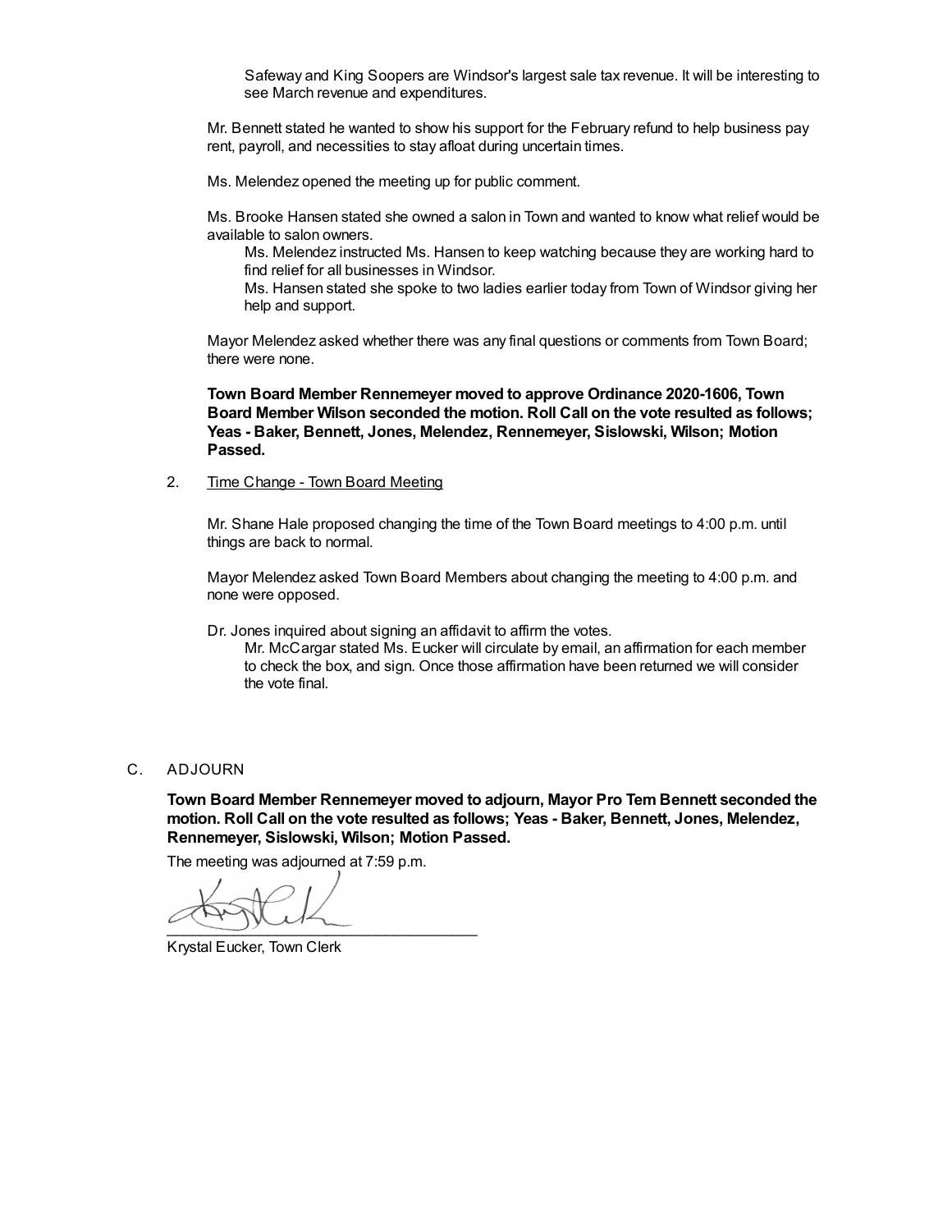Safeway and King Soopers are Windsor's largest sale tax revenue. It will be interesting to see March revenue and expenditures.

Mr. Bennett stated he wanted to show his support for the February refund to help business pay rent, payroll, and necessities to stay afloat during uncertain times.

Ms. Melendez opened the meeting up for public comment.

Ms. Brooke Hansen stated she owned a salon in Town and wanted to know what relief would be available to salon owners.

Ms. Melendez instructed Ms. Hansen to keep watching because they are working hard to find relief for all businesses in Windsor.

Ms. Hansen stated she spoke to two ladies earlier today from Town of Windsor giving her help and support.

Mayor Melendez asked whether there was any final questions or comments from Town Board; there were none.

**Town Board Member Rennemeyer moved to approve Ordinance 2020-1606, Town Board Member Wilson seconded the motion. Roll Call on the vote resulted as follows; Yeas - Baker, Bennett, Jones, Melendez, Rennemeyer, Sislowski, Wilson; Motion Passed.**

2. Time Change - Town Board Meeting

Mr. Shane Hale proposed changing the time of the Town Board meetings to 4:00 p.m. until things are back to normal.

Mayor Melendez asked Town Board Members about changing the meeting to 4:00 p.m. and none were opposed.

Dr. Jones inquired about signing an affidavit to affirm the votes.

Mr. McCargar stated Ms. Eucker will circulate by email, an affirmation for each member to check the box, and sign. Once those affirmation have been returned we will consider the vote final.

C. ADJOURN

**Town Board Member Rennemeyer moved to adjourn, Mayor Pro Tem Bennett seconded the motion. Roll Call on the vote resulted as follows; Yeas - Baker, Bennett, Jones, Melendez, Rennemeyer, Sislowski, Wilson; Motion Passed.**

The meeting was adjourned at 7:59 p.m.

\_\_\_\_\_\_\_\_\_\_\_\_\_\_\_\_\_\_\_\_\_\_\_\_\_\_\_\_\_\_\_\_\_\_\_\_

Krystal Eucker, Town Clerk